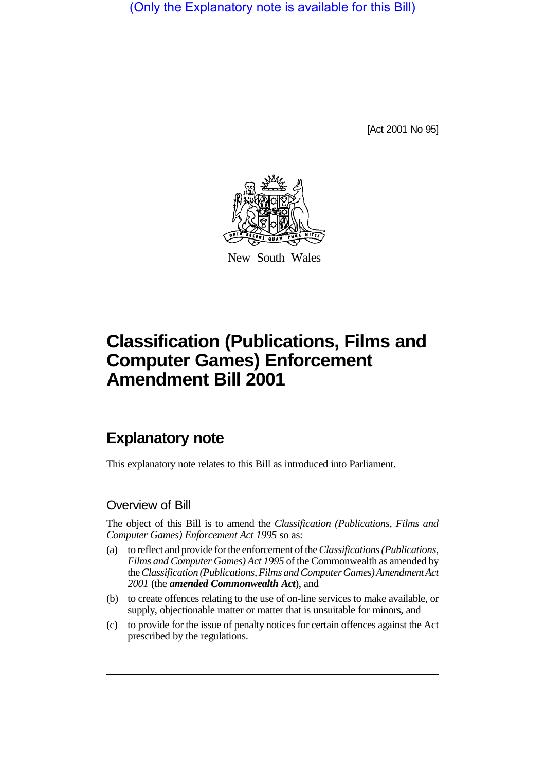(Only the Explanatory note is available for this Bill)

[Act 2001 No 95]

New South Wales

# Classification (Publications, Films and Computer Games) Enforcement Amendment Bill 2001

## Explanatory note

This explanatory note relates to this Bill as introduced into Parliament.

### Overview of Bill

The object of this Bill is to amend the *Classification (Publications, Films and Computer Games) Enforcement Act 1995* so as:

(a) to reflect and provide for the enforcement of the *Classifications (Publications, Films and Computer Games) Act 1995* of the Commonwealth as amended by the *Classification (Publications, Films and Computer Games) Amendment Act 2001* (the ***amended Commonwealth Act***), and

(b) to create offences relating to the use of on-line services to make available, or supply, objectionable matter or matter that is unsuitable for minors, and

(c) to provide for the issue of penalty notices for certain offences against the Act prescribed by the regulations.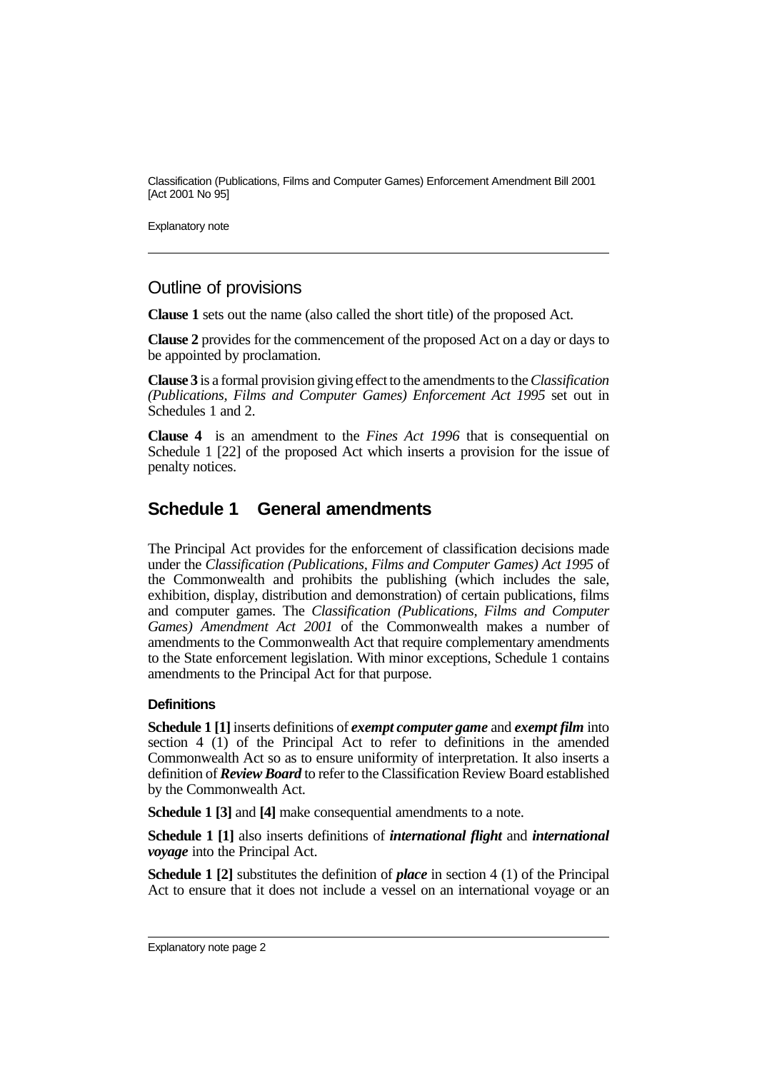## Outline of provisions

**Clause 1** sets out the name (also called the short title) of the proposed Act.

**Clause 2** provides for the commencement of the proposed Act on a day or days to be appointed by proclamation.

**Clause 3** is a formal provision giving effect to the amendments to the *Classification (Publications, Films and Computer Games) Enforcement Act 1995* set out in Schedules 1 and 2.

**Clause 4** is an amendment to the *Fines Act 1996* that is consequential on Schedule 1 [22] of the proposed Act which inserts a provision for the issue of penalty notices.

## Schedule 1 General amendments

The Principal Act provides for the enforcement of classification decisions made under the *Classification (Publications, Films and Computer Games) Act 1995* of the Commonwealth and prohibits the publishing (which includes the sale, exhibition, display, distribution and demonstration) of certain publications, films and computer games. The *Classification (Publications, Films and Computer Games) Amendment Act 2001* of the Commonwealth makes a number of amendments to the Commonwealth Act that require complementary amendments to the State enforcement legislation. With minor exceptions, Schedule 1 contains amendments to the Principal Act for that purpose.

#### Definitions

**Schedule 1 [1]** inserts definitions of ***exempt computer game*** and ***exempt film*** into section 4 (1) of the Principal Act to refer to definitions in the amended Commonwealth Act so as to ensure uniformity of interpretation. It also inserts a definition of ***Review Board*** to refer to the Classification Review Board established by the Commonwealth Act.

**Schedule 1 [3]** and **[4]** make consequential amendments to a note.

**Schedule 1 [1]** also inserts definitions of ***international flight*** and ***international voyage*** into the Principal Act.

**Schedule 1 [2]** substitutes the definition of ***place*** in section 4 (1) of the Principal Act to ensure that it does not include a vessel on an international voyage or an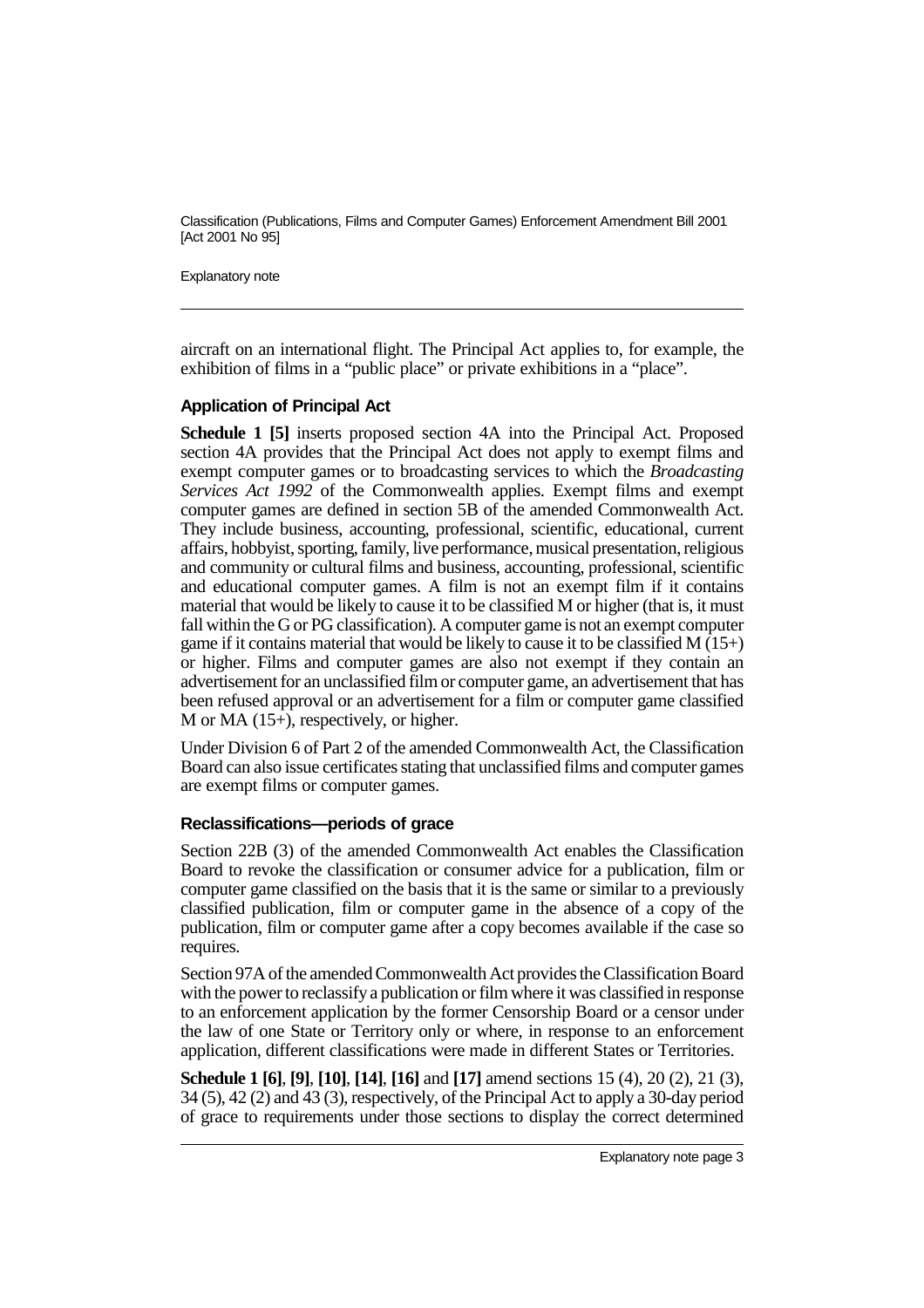aircraft on an international flight. The Principal Act applies to, for example, the exhibition of films in a "public place" or private exhibitions in a "place".

### Application of Principal Act

**Schedule 1 [5]** inserts proposed section 4A into the Principal Act. Proposed section 4A provides that the Principal Act does not apply to exempt films and exempt computer games or to broadcasting services to which the *Broadcasting Services Act 1992* of the Commonwealth applies. Exempt films and exempt computer games are defined in section 5B of the amended Commonwealth Act. They include business, accounting, professional, scientific, educational, current affairs, hobbyist, sporting, family, live performance, musical presentation, religious and community or cultural films and business, accounting, professional, scientific and educational computer games. A film is not an exempt film if it contains material that would be likely to cause it to be classified M or higher (that is, it must fall within the G or PG classification). A computer game is not an exempt computer game if it contains material that would be likely to cause it to be classified M (15+) or higher. Films and computer games are also not exempt if they contain an advertisement for an unclassified film or computer game, an advertisement that has been refused approval or an advertisement for a film or computer game classified M or MA (15+), respectively, or higher.

Under Division 6 of Part 2 of the amended Commonwealth Act, the Classification Board can also issue certificates stating that unclassified films and computer games are exempt films or computer games.

### Reclassifications—periods of grace

Section 22B (3) of the amended Commonwealth Act enables the Classification Board to revoke the classification or consumer advice for a publication, film or computer game classified on the basis that it is the same or similar to a previously classified publication, film or computer game in the absence of a copy of the publication, film or computer game after a copy becomes available if the case so requires.

Section 97A of the amended Commonwealth Act provides the Classification Board with the power to reclassify a publication or film where it was classified in response to an enforcement application by the former Censorship Board or a censor under the law of one State or Territory only or where, in response to an enforcement application, different classifications were made in different States or Territories.

**Schedule 1 [6]**, **[9]**, **[10]**, **[14]**, **[16]** and **[17]** amend sections 15 (4), 20 (2), 21 (3), 34 (5), 42 (2) and 43 (3), respectively, of the Principal Act to apply a 30-day period of grace to requirements under those sections to display the correct determined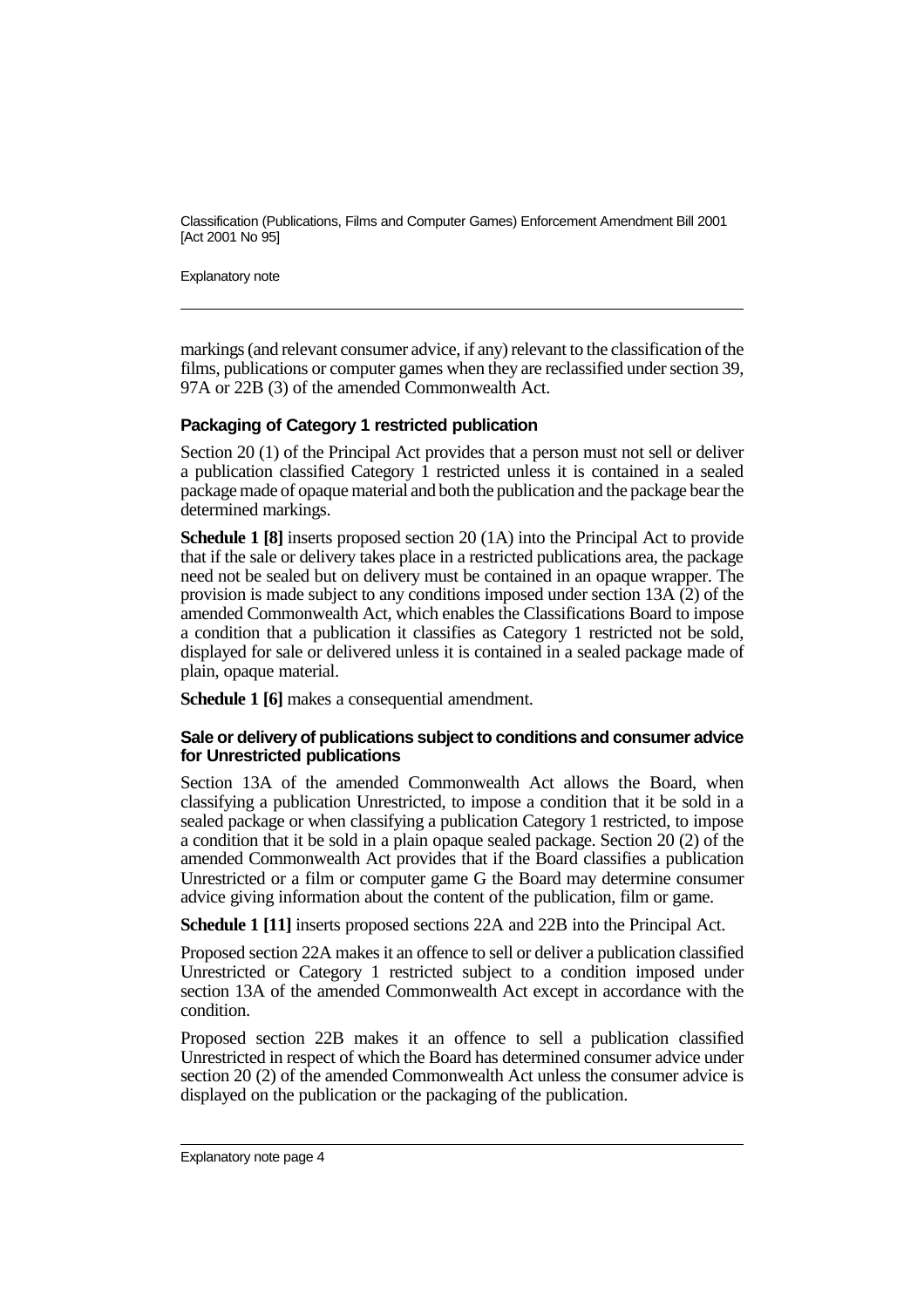markings (and relevant consumer advice, if any) relevant to the classification of the films, publications or computer games when they are reclassified under section 39, 97A or 22B (3) of the amended Commonwealth Act.

### Packaging of Category 1 restricted publication

Section 20 (1) of the Principal Act provides that a person must not sell or deliver a publication classified Category 1 restricted unless it is contained in a sealed package made of opaque material and both the publication and the package bear the determined markings.

**Schedule 1 [8]** inserts proposed section 20 (1A) into the Principal Act to provide that if the sale or delivery takes place in a restricted publications area, the package need not be sealed but on delivery must be contained in an opaque wrapper. The provision is made subject to any conditions imposed under section 13A (2) of the amended Commonwealth Act, which enables the Classifications Board to impose a condition that a publication it classifies as Category 1 restricted not be sold, displayed for sale or delivered unless it is contained in a sealed package made of plain, opaque material.

**Schedule 1 [6]** makes a consequential amendment.

#### Sale or delivery of publications subject to conditions and consumer advice for Unrestricted publications

Section 13A of the amended Commonwealth Act allows the Board, when classifying a publication Unrestricted, to impose a condition that it be sold in a sealed package or when classifying a publication Category 1 restricted, to impose a condition that it be sold in a plain opaque sealed package. Section 20 (2) of the amended Commonwealth Act provides that if the Board classifies a publication Unrestricted or a film or computer game G the Board may determine consumer advice giving information about the content of the publication, film or game.

**Schedule 1 [11]** inserts proposed sections 22A and 22B into the Principal Act.

Proposed section 22A makes it an offence to sell or deliver a publication classified Unrestricted or Category 1 restricted subject to a condition imposed under section 13A of the amended Commonwealth Act except in accordance with the condition.

Proposed section 22B makes it an offence to sell a publication classified Unrestricted in respect of which the Board has determined consumer advice under section 20 (2) of the amended Commonwealth Act unless the consumer advice is displayed on the publication or the packaging of the publication.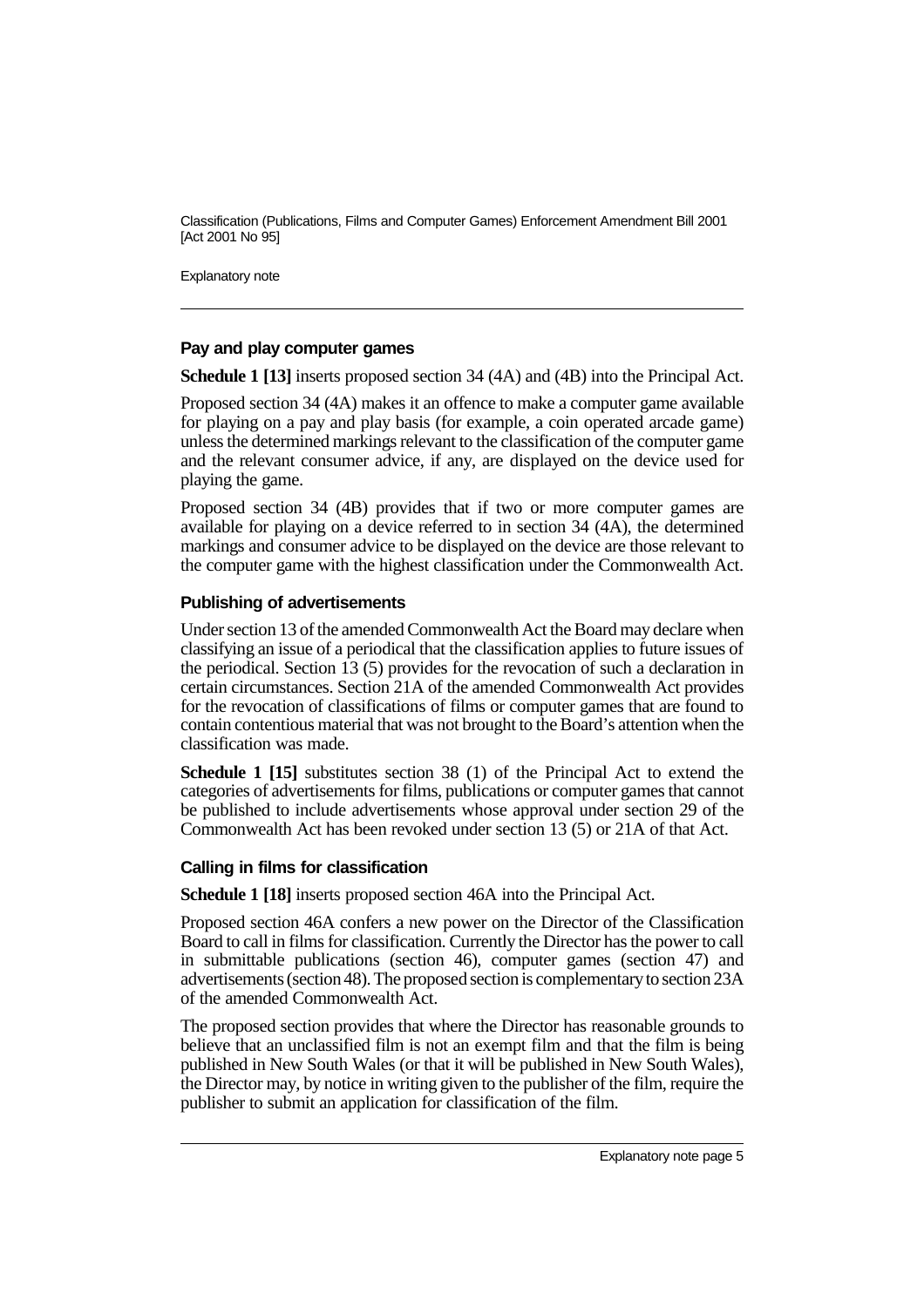### Pay and play computer games

**Schedule 1 [13]** inserts proposed section 34 (4A) and (4B) into the Principal Act.

Proposed section 34 (4A) makes it an offence to make a computer game available for playing on a pay and play basis (for example, a coin operated arcade game) unless the determined markings relevant to the classification of the computer game and the relevant consumer advice, if any, are displayed on the device used for playing the game.

Proposed section 34 (4B) provides that if two or more computer games are available for playing on a device referred to in section 34 (4A), the determined markings and consumer advice to be displayed on the device are those relevant to the computer game with the highest classification under the Commonwealth Act.

### Publishing of advertisements

Under section 13 of the amended Commonwealth Act the Board may declare when classifying an issue of a periodical that the classification applies to future issues of the periodical. Section 13 (5) provides for the revocation of such a declaration in certain circumstances. Section 21A of the amended Commonwealth Act provides for the revocation of classifications of films or computer games that are found to contain contentious material that was not brought to the Board's attention when the classification was made.

**Schedule 1 [15]** substitutes section 38 (1) of the Principal Act to extend the categories of advertisements for films, publications or computer games that cannot be published to include advertisements whose approval under section 29 of the Commonwealth Act has been revoked under section 13 (5) or 21A of that Act.

### Calling in films for classification

**Schedule 1 [18]** inserts proposed section 46A into the Principal Act.

Proposed section 46A confers a new power on the Director of the Classification Board to call in films for classification. Currently the Director has the power to call in submittable publications (section 46), computer games (section 47) and advertisements (section 48). The proposed section is complementary to section 23A of the amended Commonwealth Act.

The proposed section provides that where the Director has reasonable grounds to believe that an unclassified film is not an exempt film and that the film is being published in New South Wales (or that it will be published in New South Wales), the Director may, by notice in writing given to the publisher of the film, require the publisher to submit an application for classification of the film.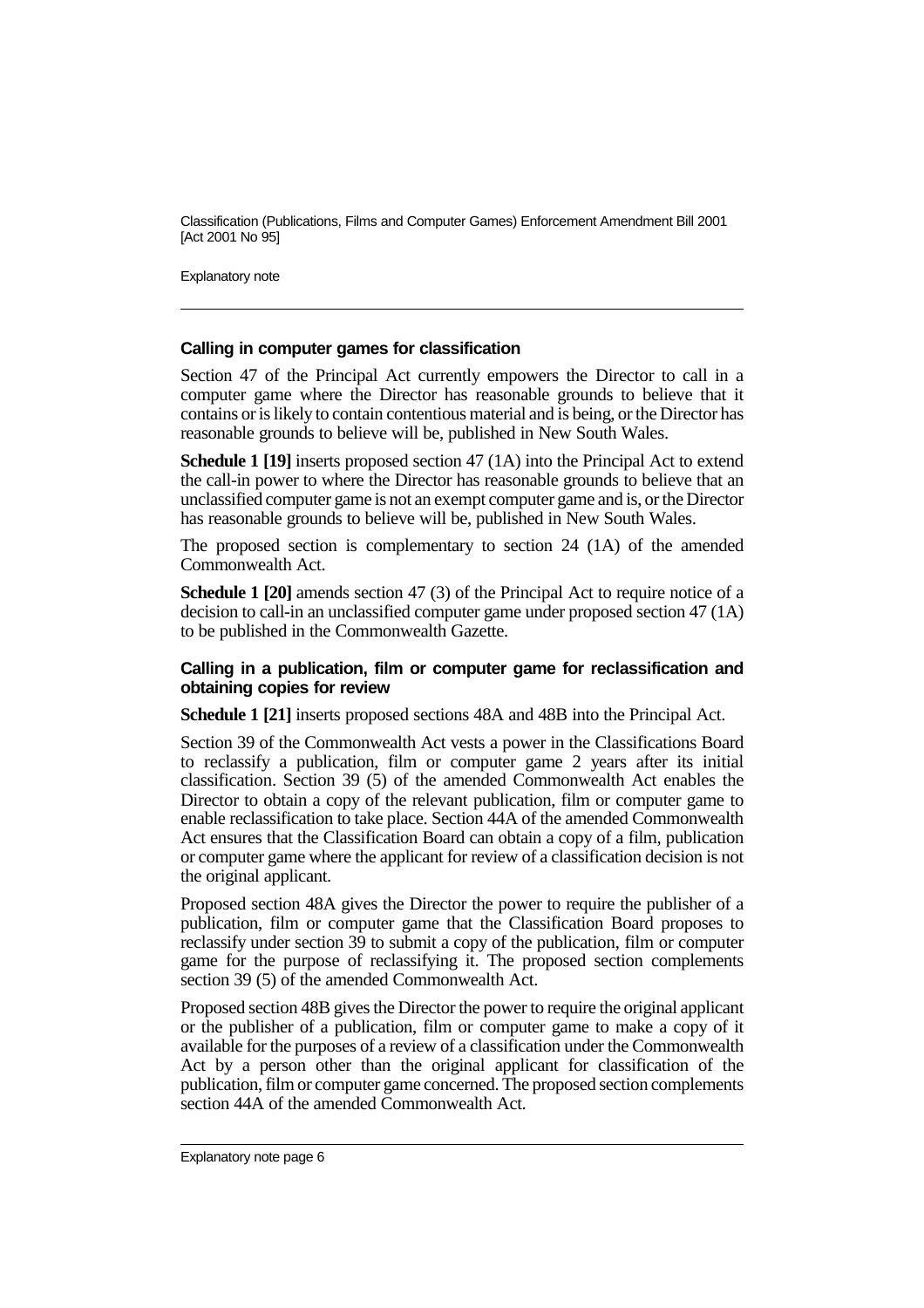### Calling in computer games for classification

Section 47 of the Principal Act currently empowers the Director to call in a computer game where the Director has reasonable grounds to believe that it contains or is likely to contain contentious material and is being, or the Director has reasonable grounds to believe will be, published in New South Wales.

**Schedule 1 [19]** inserts proposed section 47 (1A) into the Principal Act to extend the call-in power to where the Director has reasonable grounds to believe that an unclassified computer game is not an exempt computer game and is, or the Director has reasonable grounds to believe will be, published in New South Wales.

The proposed section is complementary to section 24 (1A) of the amended Commonwealth Act.

**Schedule 1 [20]** amends section 47 (3) of the Principal Act to require notice of a decision to call-in an unclassified computer game under proposed section 47 (1A) to be published in the Commonwealth Gazette.

### Calling in a publication, film or computer game for reclassification and obtaining copies for review

**Schedule 1 [21]** inserts proposed sections 48A and 48B into the Principal Act.

Section 39 of the Commonwealth Act vests a power in the Classifications Board to reclassify a publication, film or computer game 2 years after its initial classification. Section 39 (5) of the amended Commonwealth Act enables the Director to obtain a copy of the relevant publication, film or computer game to enable reclassification to take place. Section 44A of the amended Commonwealth Act ensures that the Classification Board can obtain a copy of a film, publication or computer game where the applicant for review of a classification decision is not the original applicant.

Proposed section 48A gives the Director the power to require the publisher of a publication, film or computer game that the Classification Board proposes to reclassify under section 39 to submit a copy of the publication, film or computer game for the purpose of reclassifying it. The proposed section complements section 39 (5) of the amended Commonwealth Act.

Proposed section 48B gives the Director the power to require the original applicant or the publisher of a publication, film or computer game to make a copy of it available for the purposes of a review of a classification under the Commonwealth Act by a person other than the original applicant for classification of the publication, film or computer game concerned. The proposed section complements section 44A of the amended Commonwealth Act.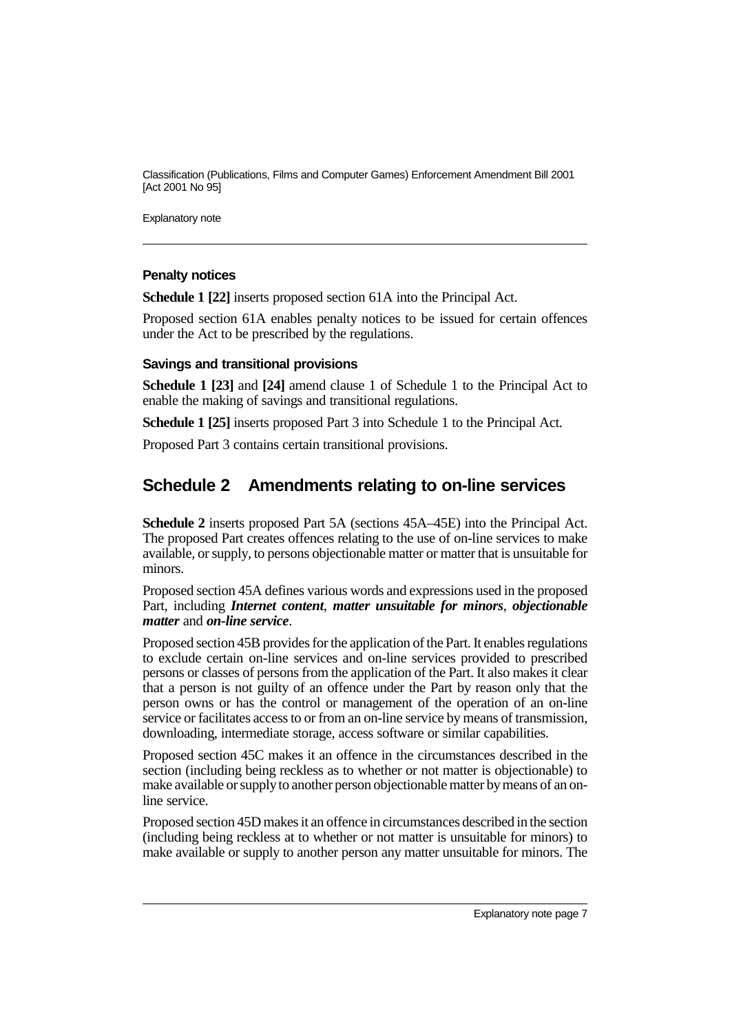### Penalty notices

**Schedule 1 [22]** inserts proposed section 61A into the Principal Act.

Proposed section 61A enables penalty notices to be issued for certain offences under the Act to be prescribed by the regulations.

### Savings and transitional provisions

**Schedule 1 [23]** and **[24]** amend clause 1 of Schedule 1 to the Principal Act to enable the making of savings and transitional regulations.

**Schedule 1 [25]** inserts proposed Part 3 into Schedule 1 to the Principal Act.

Proposed Part 3 contains certain transitional provisions.

## Schedule 2 Amendments relating to on-line services

**Schedule 2** inserts proposed Part 5A (sections 45A–45E) into the Principal Act. The proposed Part creates offences relating to the use of on-line services to make available, or supply, to persons objectionable matter or matter that is unsuitable for minors.

Proposed section 45A defines various words and expressions used in the proposed Part, including ***Internet content***, ***matter unsuitable for minors***, ***objectionable matter*** and ***on-line service***.

Proposed section 45B provides for the application of the Part. It enables regulations to exclude certain on-line services and on-line services provided to prescribed persons or classes of persons from the application of the Part. It also makes it clear that a person is not guilty of an offence under the Part by reason only that the person owns or has the control or management of the operation of an on-line service or facilitates access to or from an on-line service by means of transmission, downloading, intermediate storage, access software or similar capabilities.

Proposed section 45C makes it an offence in the circumstances described in the section (including being reckless as to whether or not matter is objectionable) to make available or supply to another person objectionable matter by means of an on-line service.

Proposed section 45D makes it an offence in circumstances described in the section (including being reckless at to whether or not matter is unsuitable for minors) to make available or supply to another person any matter unsuitable for minors. The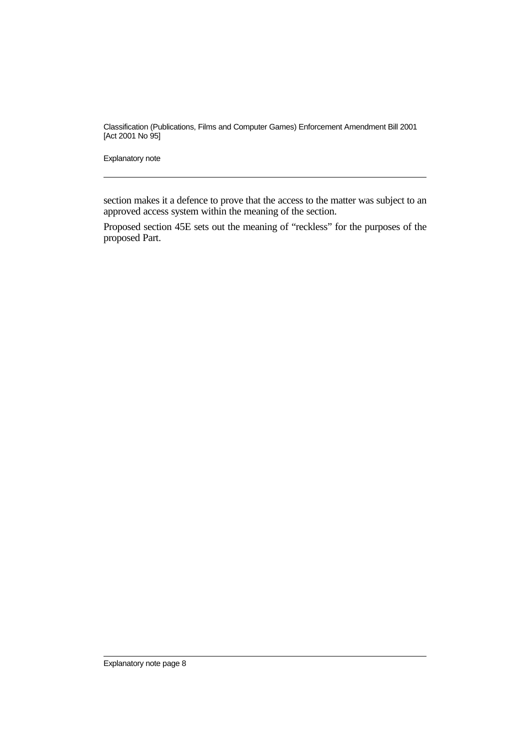section makes it a defence to prove that the access to the matter was subject to an approved access system within the meaning of the section.

Proposed section 45E sets out the meaning of "reckless" for the purposes of the proposed Part.